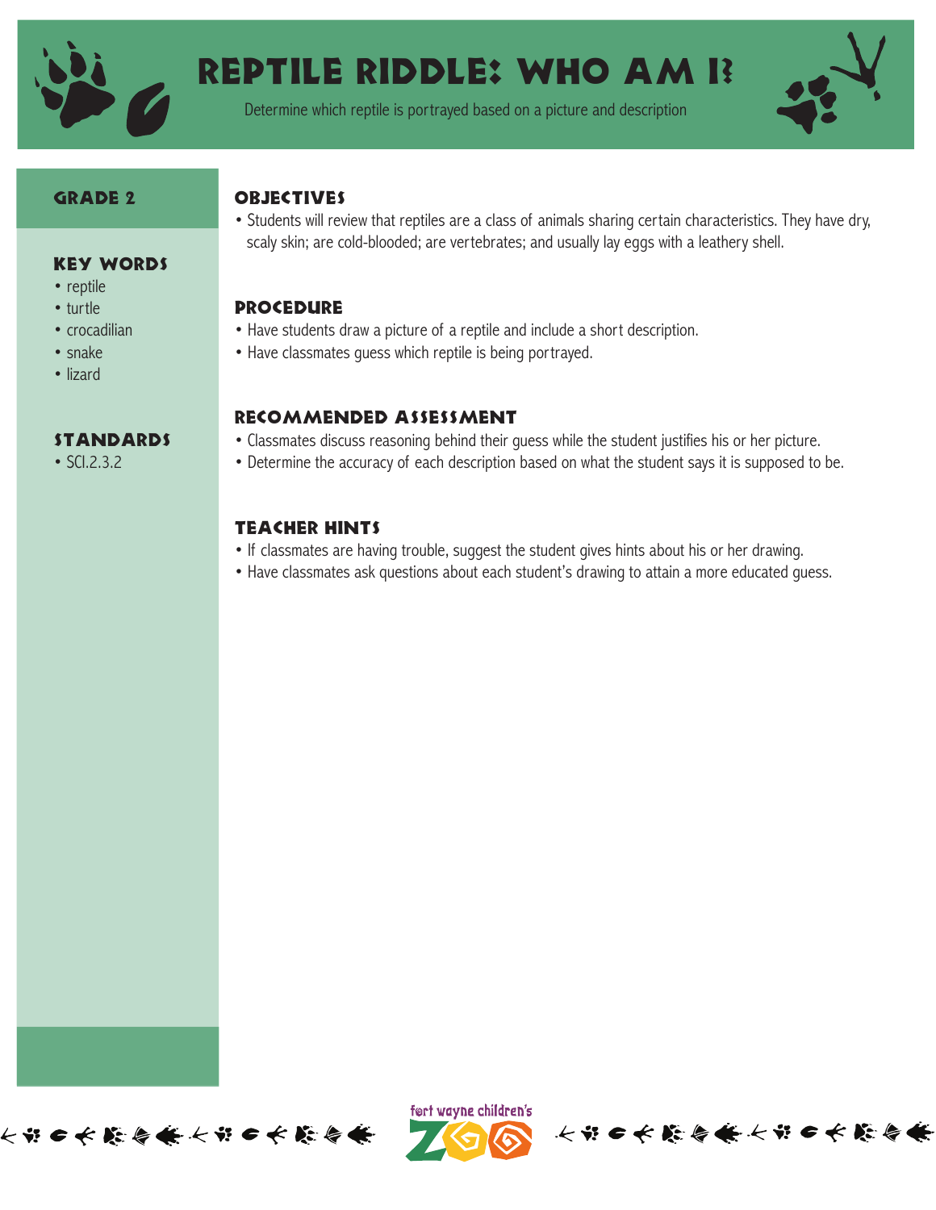# Reptile Riddle: Who Am I?

Determine which reptile is portrayed based on a picture and description

## Grade 2

## Key Words

- reptile
- turtle
- crocadilian
- snake
- lizard

## Standards

- SCI.2.3.2

## Objectives

- Students will review that reptiles are a class of animals sharing certain characteristics. They have dry, scaly skin; are cold-blooded; are vertebrates; and usually lay eggs with a leathery shell.

## Procedure

- Have students draw a picture of a reptile and include a short description.
- Have classmates guess which reptile is being portrayed.

## Recommended Assessment

- Classmates discuss reasoning behind their guess while the student justifies his or her picture.
- Determine the accuracy of each description based on what the student says it is supposed to be.

## Teacher Hints

- If classmates are having trouble, suggest the student gives hints about his or her drawing.
- Have classmates ask questions about each student's drawing to attain a more educated guess.

fort wayne children's ZOO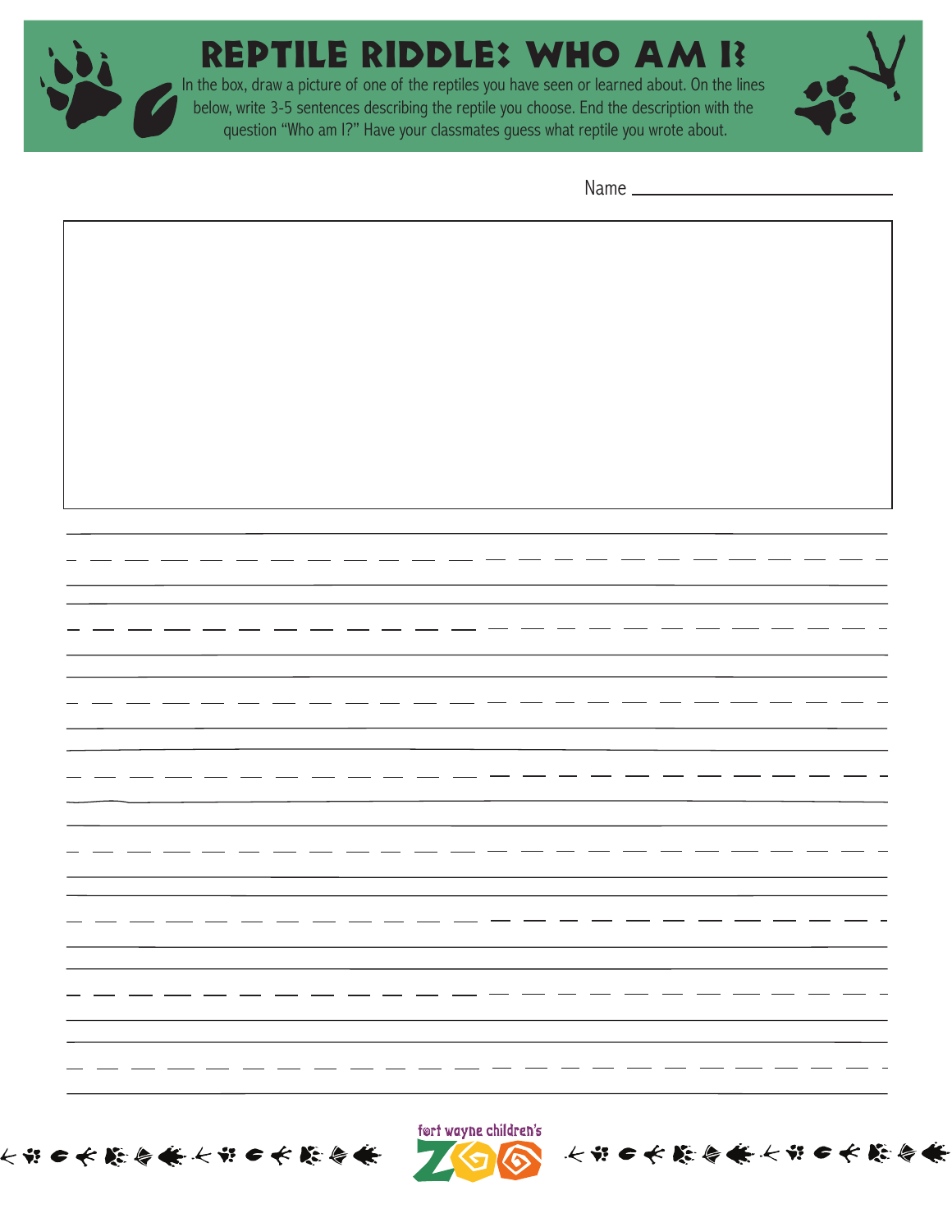# REPTILE RIDDLE: WHO AM I?

In the box, draw a picture of one of the reptiles you have seen or learned about. On the lines below, write 3-5 sentences describing the reptile you choose. End the description with the question "Who am I?" Have your classmates guess what reptile you wrote about.

Name ____________________________

fort wayne children's ZOO